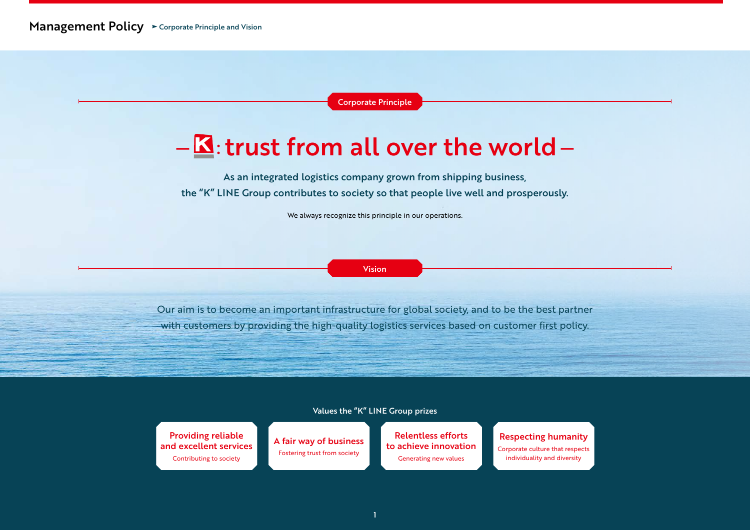# Management Policy

➤ Corporate Principle and Vision

## Corporate Principle

# —K: trust from all over the world—

**As an integrated logistics company grown from shipping business,**
**the "K" LINE Group contributes to society so that people live well and prosperously.**

We always recognize this principle in our operations.

## Vision

Our aim is to become an important infrastructure for global society, and to be the best partner with customers by providing the high-quality logistics services based on customer first policy.

### Values the "K" LINE Group prizes

- **Providing reliable and excellent services**
  Contributing to society
- **A fair way of business**
  Fostering trust from society
- **Relentless efforts to achieve innovation**
  Generating new values
- **Respecting humanity**
  Corporate culture that respects individuality and diversity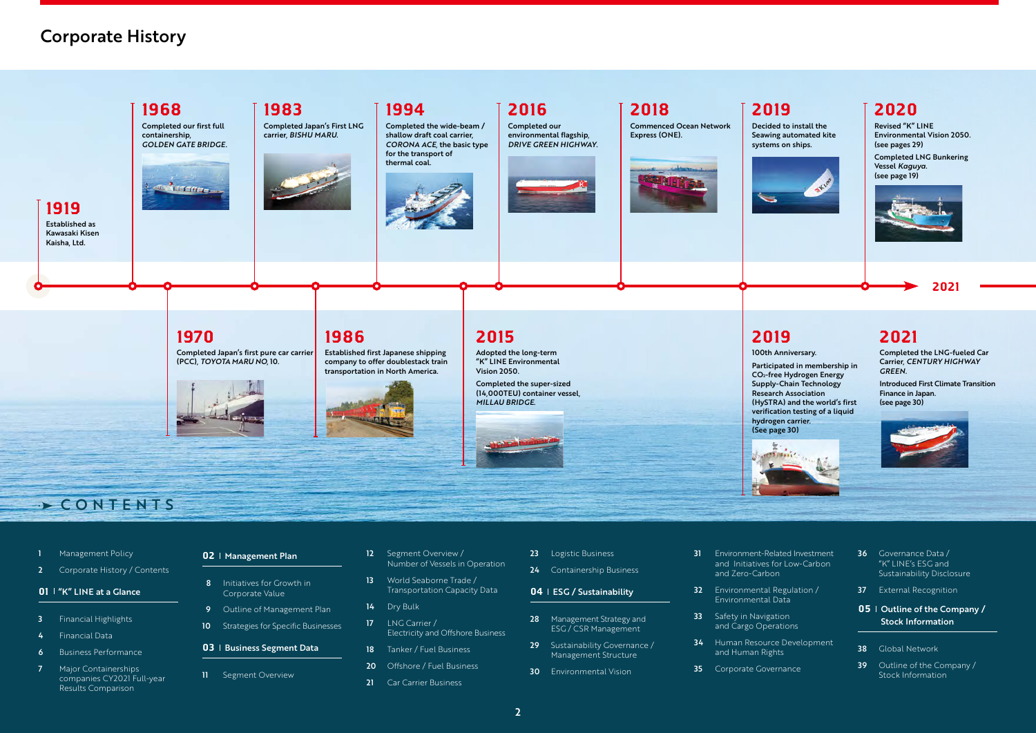# Corporate History

**1919**
Established as Kawasaki Kisen Kaisha, Ltd.

**1968**
Completed our first full containership, *GOLDEN GATE BRIDGE.*

**1970**
Completed Japan's first pure car carrier (PCC), *TOYOTA MARU NO, 10.*

**1983**
Completed Japan's First LNG carrier, *BISHU MARU.*

**1986**
Established first Japanese shipping company to offer doublestack train transportation in North America.

**1994**
Completed the wide-beam / shallow draft coal carrier, *CORONA ACE*, the basic type for the transport of thermal coal.

**2015**
Adopted the long-term "K" LINE Environmental Vision 2050.
Completed the super-sized (14,000TEU) container vessel, *MILLAU BRIDGE.*

**2016**
Completed our environmental flagship, *DRIVE GREEN HIGHWAY.*

**2018**
Commenced Ocean Network Express (ONE).

**2019**
Decided to install the Seawing automated kite systems on ships.

**2019**
100th Anniversary.
Participated in membership in $CO_2$-free Hydrogen Energy Supply-Chain Technology Research Association (HySTRA) and the world's first verification testing of a liquid hydrogen carrier.
(See page 30)

**2020**
Revised "K" LINE Environmental Vision 2050.
(see pages 29)
Completed LNG Bunkering Vessel *Kaguya.*
(see page 19)

**2021**
Completed the LNG-fueled Car Carrier, *CENTURY HIGHWAY GREEN.*
Introduced First Climate Transition Finance in Japan.
(see page 30)

# CONTENTS

- 1 Management Policy
- 2 Corporate History / Contents

**01 | "K" LINE at a Glance**

- 3 Financial Highlights
- 4 Financial Data
- 6 Business Performance
- 7 Major Containerships companies CY2021 Full-year Results Comparison

**02 | Management Plan**

- 8 Initiatives for Growth in Corporate Value
- 9 Outline of Management Plan
- 10 Strategies for Specific Businesses

**03 | Business Segment Data**

- 11 Segment Overview
- 12 Segment Overview / Number of Vessels in Operation
- 13 World Seaborne Trade / Transportation Capacity Data
- 14 Dry Bulk
- 17 LNG Carrier / Electricity and Offshore Business
- 18 Tanker / Fuel Business
- 20 Offshore / Fuel Business
- 21 Car Carrier Business
- 23 Logistic Business
- 24 Containership Business

**04 | ESG / Sustainability**

- 28 Management Strategy and ESG / CSR Management
- 29 Sustainability Governance / Management Structure
- 30 Environmental Vision
- 31 Environment-Related Investment and Initiatives for Low-Carbon and Zero-Carbon
- 32 Environmental Regulation / Environmental Data
- 33 Safety in Navigation and Cargo Operations
- 34 Human Resource Development and Human Rights
- 35 Corporate Governance
- 36 Governance Data / "K" LINE's ESG and Sustainability Disclosure
- 37 External Recognition

**05 | Outline of the Company / Stock Information**

- 38 Global Network
- 39 Outline of the Company / Stock Information